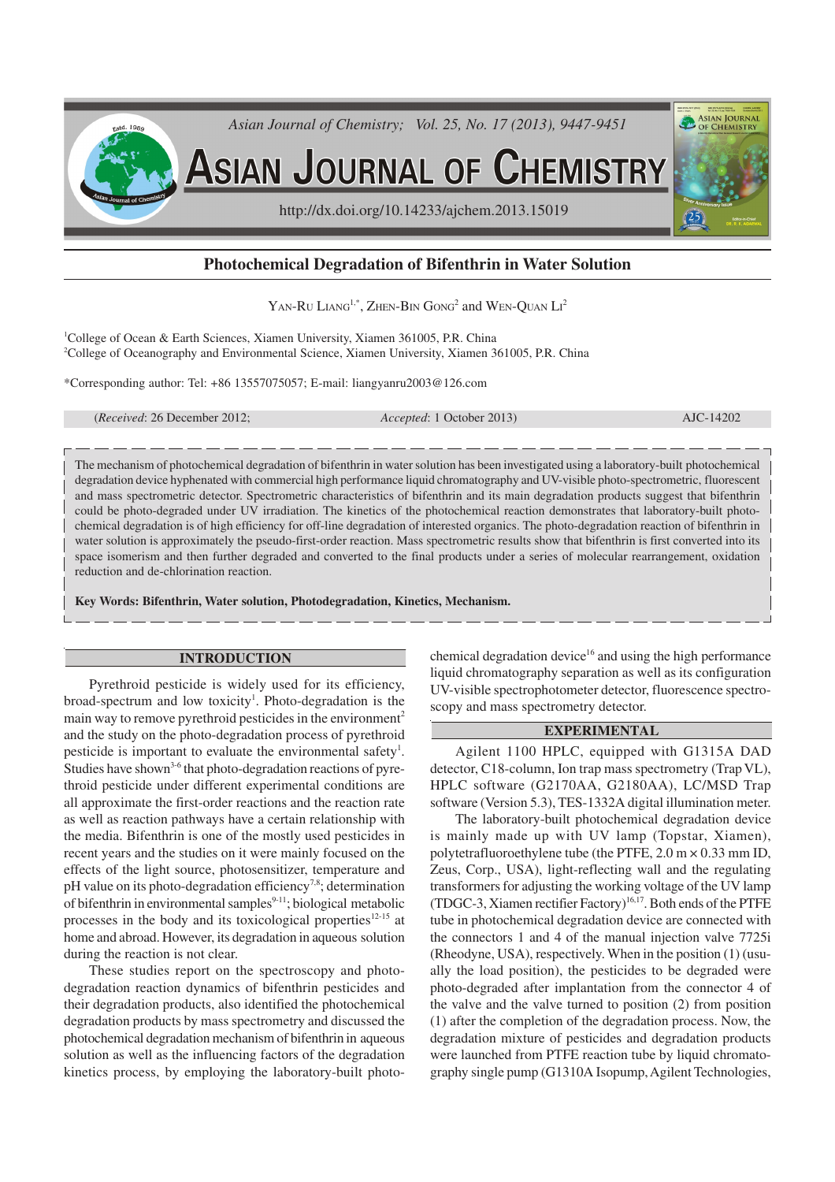# Photochemical Degradation of Bifenthrin in Water Solution

Yan-Ru Liang[1,*], Zhen-Bin Gong[2] and Wen-Quan Li[2]

[1]College of Ocean & Earth Sciences, Xiamen University, Xiamen 361005, P.R. China
[2]College of Oceanography and Environmental Science, Xiamen University, Xiamen 361005, P.R. China

*Corresponding author: Tel: +86 13557075057; E-mail: liangyanru2003@126.com

(*Received*: 26 December 2012; *Accepted*: 1 October 2013) AJC-14202

The mechanism of photochemical degradation of bifenthrin in water solution has been investigated using a laboratory-built photochemical degradation device hyphenated with commercial high performance liquid chromatography and UV-visible photo-spectrometric, fluorescent and mass spectrometric detector. Spectrometric characteristics of bifenthrin and its main degradation products suggest that bifenthrin could be photo-degraded under UV irradiation. The kinetics of the photochemical reaction demonstrates that laboratory-built photochemical degradation is of high efficiency for off-line degradation of interested organics. The photo-degradation reaction of bifenthrin in water solution is approximately the pseudo-first-order reaction. Mass spectrometric results show that bifenthrin is first converted into its space isomerism and then further degraded and converted to the final products under a series of molecular rearrangement, oxidation reduction and de-chlorination reaction.

**Key Words: Bifenthrin, Water solution, Photodegradation, Kinetics, Mechanism.**

## INTRODUCTION

Pyrethroid pesticide is widely used for its efficiency, broad-spectrum and low toxicity[1]. Photo-degradation is the main way to remove pyrethroid pesticides in the environment[2] and the study on the photo-degradation process of pyrethroid pesticide is important to evaluate the environmental safety[1]. Studies have shown[3-6] that photo-degradation reactions of pyrethroid pesticide under different experimental conditions are all approximate the first-order reactions and the reaction rate as well as reaction pathways have a certain relationship with the media. Bifenthrin is one of the mostly used pesticides in recent years and the studies on it were mainly focused on the effects of the light source, photosensitizer, temperature and pH value on its photo-degradation efficiency[7,8]; determination of bifenthrin in environmental samples[9-11]; biological metabolic processes in the body and its toxicological properties[12-15] at home and abroad. However, its degradation in aqueous solution during the reaction is not clear.

These studies report on the spectroscopy and photo-degradation reaction dynamics of bifenthrin pesticides and their degradation products, also identified the photochemical degradation products by mass spectrometry and discussed the photochemical degradation mechanism of bifenthrin in aqueous solution as well as the influencing factors of the degradation kinetics process, by employing the laboratory-built photochemical degradation device[16] and using the high performance liquid chromatography separation as well as its configuration UV-visible spectrophotometer detector, fluorescence spectroscopy and mass spectrometry detector.

## EXPERIMENTAL

Agilent 1100 HPLC, equipped with G1315A DAD detector, C18-column, Ion trap mass spectrometry (Trap VL), HPLC software (G2170AA, G2180AA), LC/MSD Trap software (Version 5.3), TES-1332A digital illumination meter.

The laboratory-built photochemical degradation device is mainly made up with UV lamp (Topstar, Xiamen), polytetrafluoroethylene tube (the PTFE, 2.0 m × 0.33 mm ID, Zeus, Corp., USA), light-reflecting wall and the regulating transformers for adjusting the working voltage of the UV lamp (TDGC-3, Xiamen rectifier Factory)[16,17]. Both ends of the PTFE tube in photochemical degradation device are connected with the connectors 1 and 4 of the manual injection valve 7725i (Rheodyne, USA), respectively. When in the position (1) (usually the load position), the pesticides to be degraded were photo-degraded after implantation from the connector 4 of the valve and the valve turned to position (2) from position (1) after the completion of the degradation process. Now, the degradation mixture of pesticides and degradation products were launched from PTFE reaction tube by liquid chromatography single pump (G1310A Isopump, Agilent Technologies,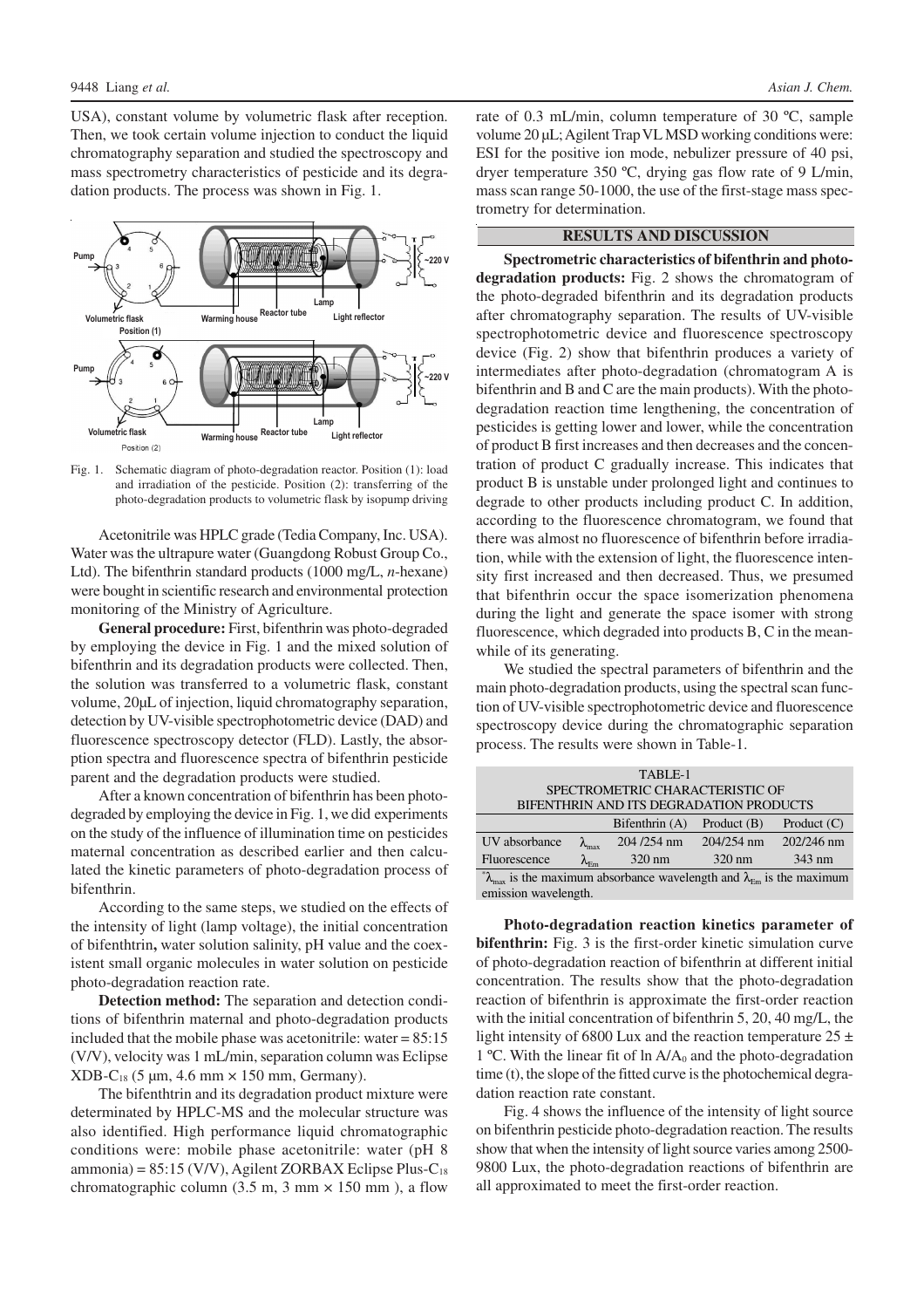USA), constant volume by volumetric flask after reception. Then, we took certain volume injection to conduct the liquid chromatography separation and studied the spectroscopy and mass spectrometry characteristics of pesticide and its degradation products. The process was shown in Fig. 1.

Pump
Volumetric flask
Position (1)
Warming house
Reactor tube
Lamp
Light reflector
~220 V
Pump
Volumetric flask
Position (2)
Warming house
Reactor tube
Lamp
Light reflector
~220 V

Fig. 1. Schematic diagram of photo-degradation reactor. Position (1): load and irradiation of the pesticide. Position (2): transferring of the photo-degradation products to volumetric flask by isopump driving

Acetonitrile was HPLC grade (Tedia Company, Inc. USA). Water was the ultrapure water (Guangdong Robust Group Co., Ltd). The bifenthrin standard products (1000 mg/L, *n*-hexane) were bought in scientific research and environmental protection monitoring of the Ministry of Agriculture.

**General procedure:** First, bifenthrin was photo-degraded by employing the device in Fig. 1 and the mixed solution of bifenthrin and its degradation products were collected. Then, the solution was transferred to a volumetric flask, constant volume, 20μL of injection, liquid chromatography separation, detection by UV-visible spectrophotometric device (DAD) and fluorescence spectroscopy detector (FLD). Lastly, the absorption spectra and fluorescence spectra of bifenthrin pesticide parent and the degradation products were studied.

After a known concentration of bifenthrin has been photo-degraded by employing the device in Fig. 1, we did experiments on the study of the influence of illumination time on pesticides maternal concentration as described earlier and then calculated the kinetic parameters of photo-degradation process of bifenthrin.

According to the same steps, we studied on the effects of the intensity of light (lamp voltage), the initial concentration of bifenthtrin**,** water solution salinity, pH value and the coexistent small organic molecules in water solution on pesticide photo-degradation reaction rate.

**Detection method:** The separation and detection conditions of bifenthrin maternal and photo-degradation products included that the mobile phase was acetonitrile: water = 85:15 (V/V), velocity was 1 mL/min, separation column was Eclipse XDB-$C_{18}$ (5 μm, 4.6 mm × 150 mm, Germany).

The bifenthtrin and its degradation product mixture were determinated by HPLC-MS and the molecular structure was also identified. High performance liquid chromatographic conditions were: mobile phase acetonitrile: water (pH 8 ammonia) = 85:15 (V/V), Agilent ZORBAX Eclipse Plus-$C_{18}$ chromatographic column (3.5 m, 3 mm × 150 mm ), a flow rate of 0.3 mL/min, column temperature of 30 ºC, sample volume 20 μL; Agilent Trap VL MSD working conditions were: ESI for the positive ion mode, nebulizer pressure of 40 psi, dryer temperature 350 ºC, drying gas flow rate of 9 L/min, mass scan range 50-1000, the use of the first-stage mass spectrometry for determination.

## RESULTS AND DISCUSSION

**Spectrometric characteristics of bifenthrin and photo-degradation products:** Fig. 2 shows the chromatogram of the photo-degraded bifenthrin and its degradation products after chromatography separation. The results of UV-visible spectrophotometric device and fluorescence spectroscopy device (Fig. 2) show that bifenthrin produces a variety of intermediates after photo-degradation (chromatogram A is bifenthrin and B and C are the main products). With the photo-degradation reaction time lengthening, the concentration of pesticides is getting lower and lower, while the concentration of product B first increases and then decreases and the concentration of product C gradually increase. This indicates that product B is unstable under prolonged light and continues to degrade to other products including product C. In addition, according to the fluorescence chromatogram, we found that there was almost no fluorescence of bifenthrin before irradiation, while with the extension of light, the fluorescence intensity first increased and then decreased. Thus, we presumed that bifenthrin occur the space isomerization phenomena during the light and generate the space isomer with strong fluorescence, which degraded into products B, C in the meanwhile of its generating.

We studied the spectral parameters of bifenthrin and the main photo-degradation products, using the spectral scan function of UV-visible spectrophotometric device and fluorescence spectroscopy device during the chromatographic separation process. The results were shown in Table-1.

TABLE-1
SPECTROMETRIC CHARACTERISTIC OF BIFENTHRIN AND ITS DEGRADATION PRODUCTS

| | | Bifenthrin (A) | Product (B) | Product (C) |
|---|---|---|---|---|
| UV absorbance | $\lambda_{max}$ | 204 /254 nm | 204/254 nm | 202/246 nm |
| Fluorescence | $\lambda_{Em}$ | 320 nm | 320 nm | 343 nm |

*$\lambda_{max}$ is the maximum absorbance wavelength and $\lambda_{Em}$ is the maximum emission wavelength.

**Photo-degradation reaction kinetics parameter of bifenthrin:** Fig. 3 is the first-order kinetic simulation curve of photo-degradation reaction of bifenthrin at different initial concentration. The results show that the photo-degradation reaction of bifenthrin is approximate the first-order reaction with the initial concentration of bifenthrin 5, 20, 40 mg/L, the light intensity of 6800 Lux and the reaction temperature 25 ± 1 ºC. With the linear fit of ln $A/A_0$ and the photo-degradation time (t), the slope of the fitted curve is the photochemical degradation reaction rate constant.

Fig. 4 shows the influence of the intensity of light source on bifenthrin pesticide photo-degradation reaction. The results show that when the intensity of light source varies among 2500-9800 Lux, the photo-degradation reactions of bifenthrin are all approximated to meet the first-order reaction.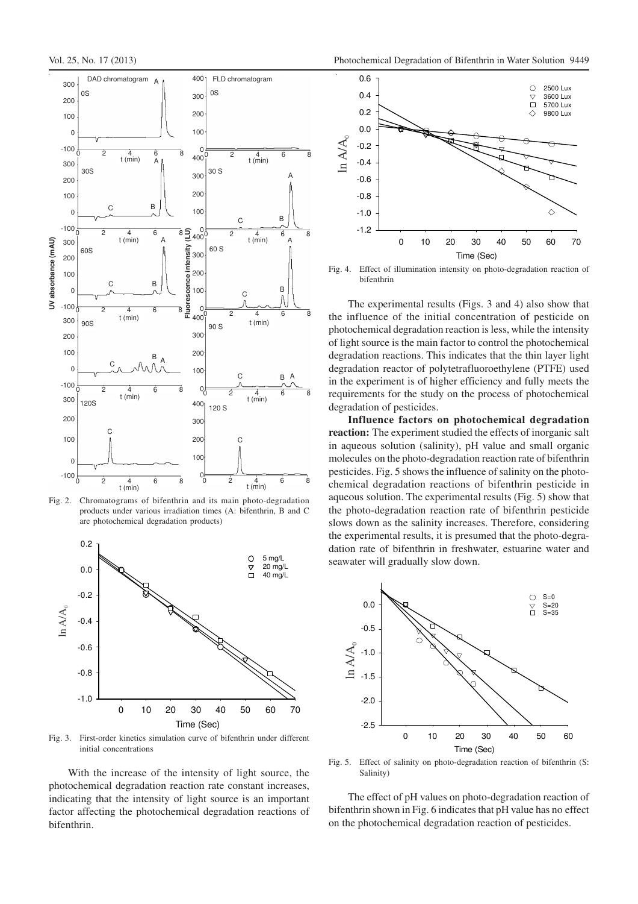Fig. 2. Chromatograms of bifenthrin and its main photo-degradation products under various irradiation times (A: bifenthrin, B and C are photochemical degradation products)

Fig. 3. First-order kinetics simulation curve of bifenthrin under different initial concentrations

With the increase of the intensity of light source, the photochemical degradation reaction rate constant increases, indicating that the intensity of light source is an important factor affecting the photochemical degradation reactions of bifenthrin.

Fig. 4. Effect of illumination intensity on photo-degradation reaction of bifenthrin

The experimental results (Figs. 3 and 4) also show that the influence of the initial concentration of pesticide on photochemical degradation reaction is less, while the intensity of light source is the main factor to control the photochemical degradation reactions. This indicates that the thin layer light degradation reactor of polytetrafluoroethylene (PTFE) used in the experiment is of higher efficiency and fully meets the requirements for the study on the process of photochemical degradation of pesticides.

**Influence factors on photochemical degradation reaction:** The experiment studied the effects of inorganic salt in aqueous solution (salinity), pH value and small organic molecules on the photo-degradation reaction rate of bifenthrin pesticides. Fig. 5 shows the influence of salinity on the photochemical degradation reactions of bifenthrin pesticide in aqueous solution. The experimental results (Fig. 5) show that the photo-degradation reaction rate of bifenthrin pesticide slows down as the salinity increases. Therefore, considering the experimental results, it is presumed that the photo-degradation rate of bifenthrin in freshwater, estuarine water and seawater will gradually slow down.

Fig. 5. Effect of salinity on photo-degradation reaction of bifenthrin (S: Salinity)

The effect of pH values on photo-degradation reaction of bifenthrin shown in Fig. 6 indicates that pH value has no effect on the photochemical degradation reaction of pesticides.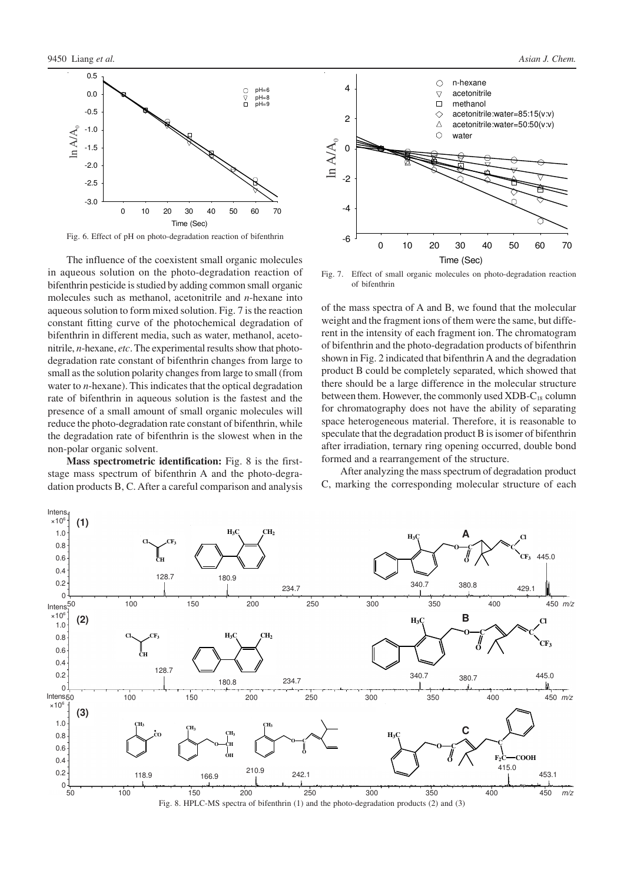0.5
0.0
-0.5
-1.0
-1.5
-2.0
-2.5
-3.0

ln A/A$_0$

0 10 20 30 40 50 60 70

Time (Sec)

pH=6
pH=8
pH=9

Fig. 6. Effect of pH on photo-degradation reaction of bifenthrin

4
2
0
-2
-4
-6

ln A/A$_0$

0 10 20 30 40 50 60 70

Time (Sec)

n-hexane
acetonitrile
methanol
acetonitrile:water=85:15(v:v)
acetonitrile:water=50:50(v:v)
water

Fig. 7. Effect of small organic molecules on photo-degradation reaction of bifenthrin

The influence of the coexistent small organic molecules in aqueous solution on the photo-degradation reaction of bifenthrin pesticide is studied by adding common small organic molecules such as methanol, acetonitrile and *n*-hexane into aqueous solution to form mixed solution. Fig. 7 is the reaction constant fitting curve of the photochemical degradation of bifenthrin in different media, such as water, methanol, acetonitrile, *n*-hexane, *etc*. The experimental results show that photo-degradation rate constant of bifenthrin changes from large to small as the solution polarity changes from large to small (from water to *n*-hexane). This indicates that the optical degradation rate of bifenthrin in aqueous solution is the fastest and the presence of a small amount of small organic molecules will reduce the photo-degradation rate constant of bifenthrin, while the degradation rate of bifenthrin is the slowest when in the non-polar organic solvent.

**Mass spectrometric identification:** Fig. 8 is the first-stage mass spectrum of bifenthrin A and the photo-degradation products B, C. After a careful comparison and analysis of the mass spectra of A and B, we found that the molecular weight and the fragment ions of them were the same, but different in the intensity of each fragment ion. The chromatogram of bifenthrin and the photo-degradation products of bifenthrin shown in Fig. 2 indicated that bifenthrin A and the degradation product B could be completely separated, which showed that there should be a large difference in the molecular structure between them. However, the commonly used XDB-$C_{18}$ column for chromatography does not have the ability of separating space heterogeneous material. Therefore, it is reasonable to speculate that the degradation product B is isomer of bifenthrin after irradiation, ternary ring opening occurred, double bond formed and a rearrangement of the structure.

After analyzing the mass spectrum of degradation product C, marking the corresponding molecular structure of each

(1)
Intens. ×10$^6$
1.0 0.8 0.6 0.4 0.2 0
A
128.7 180.9 234.7 340.7 380.8 429.1 445.0
50 100 150 200 250 300 350 400 450 m/z

(2)
Intens. ×10$^6$
1.0 0.8 0.6 0.4 0.2 0
B
128.7 180.8 234.7 340.7 380.7 445.0
50 100 150 200 250 300 350 400 450 m/z

(3)
Intens. ×10$^6$
1.0 0.8 0.6 0.4 0.2 0
C
118.9 166.9 210.9 242.1 415.0 453.1
50 100 150 200 250 300 350 400 450 m/z

Fig. 8. HPLC-MS spectra of bifenthrin (1) and the photo-degradation products (2) and (3)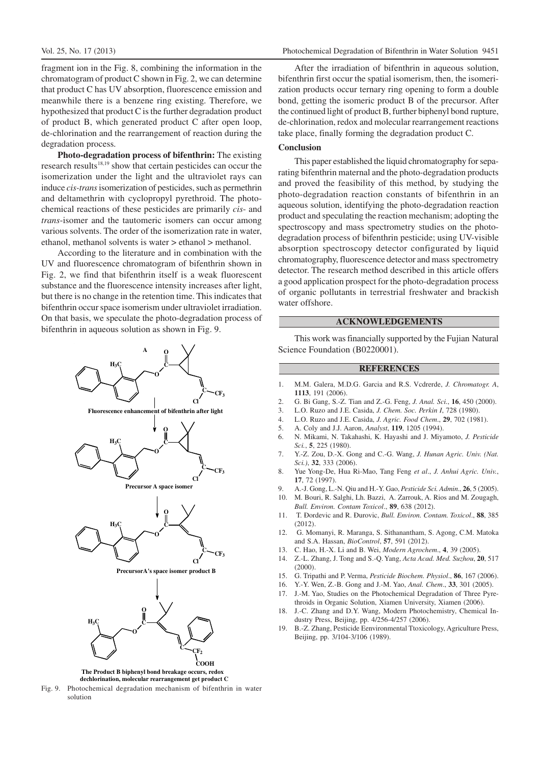fragment ion in the Fig. 8, combining the information in the chromatogram of product C shown in Fig. 2, we can determine that product C has UV absorption, fluorescence emission and meanwhile there is a benzene ring existing. Therefore, we hypothesized that product C is the further degradation product of product B, which generated product C after open loop, de-chlorination and the rearrangement of reaction during the degradation process.

**Photo-degradation process of bifenthrin:** The existing research results[18,19] show that certain pesticides can occur the isomerization under the light and the ultraviolet rays can induce *cis-trans* isomerization of pesticides, such as permethrin and deltamethrin with cyclopropyl pyrethroid. The photochemical reactions of these pesticides are primarily *cis-* and *trans-*isomer and the tautomeric isomers can occur among various solvents. The order of the isomerization rate in water, ethanol, methanol solvents is water > ethanol > methanol.

According to the literature and in combination with the UV and fluorescence chromatogram of bifenthrin shown in Fig. 2, we find that bifenthrin itself is a weak fluorescent substance and the fluorescence intensity increases after light, but there is no change in the retention time. This indicates that bifenthrin occur space isomerism under ultraviolet irradiation. On that basis, we speculate the photo-degradation process of bifenthrin in aqueous solution as shown in Fig. 9.

A

Fluorescence enhancement of bifenthrin after light

Precursor A space isomer

PrecursorA's space isomer product B

The Product B biphenyl bond breakage occurs, redox dechlorination, molecular rearrangement get product C

Fig. 9. Photochemical degradation mechanism of bifenthrin in water solution

After the irradiation of bifenthrin in aqueous solution, bifenthrin first occur the spatial isomerism, then, the isomerization products occur ternary ring opening to form a double bond, getting the isomeric product B of the precursor. After the continued light of product B, further biphenyl bond rupture, de-chlorination, redox and molecular rearrangement reactions take place, finally forming the degradation product C.

## Conclusion

This paper established the liquid chromatography for separating bifenthrin maternal and the photo-degradation products and proved the feasibility of this method, by studying the photo-degradation reaction constants of bifenthrin in an aqueous solution, identifying the photo-degradation reaction product and speculating the reaction mechanism; adopting the spectroscopy and mass spectrometry studies on the photo-degradation process of bifenthrin pesticide; using UV-visible absorption spectroscopy detector configurated by liquid chromatography, fluorescence detector and mass spectrometry detector. The research method described in this article offers a good application prospect for the photo-degradation process of organic pollutants in terrestrial freshwater and brackish water offshore.

## ACKNOWLEDGEMENTS

This work was financially supported by the Fujian Natural Science Foundation (B0220001).

## REFERENCES

1. M.M. Galera, M.D.G. Garcia and R.S. Vcdrerde, *J. Chromatogr. A*, **1113**, 191 (2006).
2. G. Bi Gang, S.-Z. Tian and Z.-G. Feng, *J. Anal. Sci.*, **16**, 450 (2000).
3. L.O. Ruzo and J.E. Casida, *J. Chem. Soc. Perkin I*, 728 (1980).
4. L.O. Ruzo and J.E. Casida, *J. Agric. Food Chem.*, **29**, 702 (1981).
5. A. Coly and J.J. Aaron, *Analyst*, **119**, 1205 (1994).
6. N. Mikami, N. Takahashi, K. Hayashi and J. Miyamoto, *J. Pesticide Sci.*, **5**, 225 (1980).
7. Y.-Z. Zou, D.-X. Gong and C.-G. Wang, *J. Hunan Agric. Univ. (Nat. Sci.)*, **32**, 333 (2006).
8. Yue Yong-De, Hua Ri-Mao, Tang Feng *et al*., *J. Anhui Agric. Univ.*, **17**, 72 (1997).
9. A.-J. Gong, L.-N. Qiu and H.-Y. Gao, *Pesticide Sci. Admin.*, **26**, 5 (2005).
10. M. Bouri, R. Salghi, Lh. Bazzi, A. Zarrouk, A. Rios and M. Zougagh, *Bull. Environ. Contam Toxicol*., **89**, 638 (2012).
11. T. Đordevic and R. Đurovic, *Bull. Environ. Contam. Toxicol*., **88**, 385 (2012).
12. G. Momanyi, R. Maranga, S. Sithanantham, S. Agong, C.M. Matoka and S.A. Hassan, *BioControl*, **57**, 591 (2012).
13. C. Hao, H.-X. Li and B. Wei, *Modern Agrochem*., **4**, 39 (2005).
14. Z.-L. Zhang, J. Tong and S.-Q. Yang, *Acta Acad. Med. Suzhou*, **20**, 517 (2000).
15. G. Tripathi and P. Verma, *Pesticide Biochem. Physiol*., **86**, 167 (2006).
16. Y.-Y. Wen, Z.-B. Gong and J.-M. Yao, *Anal. Chem*., **33**, 301 (2005).
17. J.-M. Yao, Studies on the Photochemical Degradation of Three Pyrethroids in Organic Solution, Xiamen University, Xiamen (2006).
18. J.-C. Zhang and D.Y. Wang, Modern Photochemistry, Chemical Industry Press, Beijing, pp. 4/256-4/257 (2006).
19. B.-Z. Zhang, Pesticide Eenvironmental Ttoxicology, Agriculture Press, Beijing, pp. 3/104-3/106 (1989).